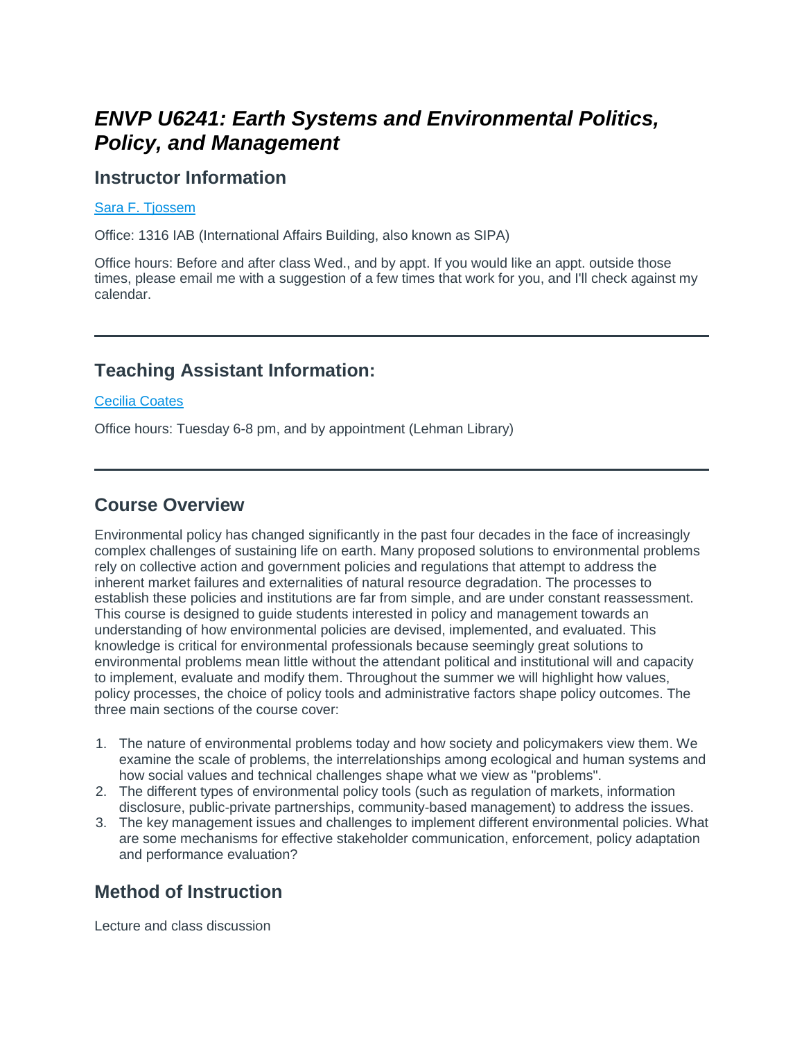# *ENVP U6241: Earth Systems and Environmental Politics, Policy, and Management*

## Instructor Information

[Sara F. Tjossem]

Office: 1316 IAB (International Affairs Building, also known as SIPA)

Office hours: Before and after class Wed., and by appt. If you would like an appt. outside those times, please email me with a suggestion of a few times that work for you, and I'll check against my calendar.

---

## Teaching Assistant Information:

[Cecilia Coates]

Office hours: Tuesday 6-8 pm, and by appointment (Lehman Library)

---

## Course Overview

Environmental policy has changed significantly in the past four decades in the face of increasingly complex challenges of sustaining life on earth. Many proposed solutions to environmental problems rely on collective action and government policies and regulations that attempt to address the inherent market failures and externalities of natural resource degradation. The processes to establish these policies and institutions are far from simple, and are under constant reassessment. This course is designed to guide students interested in policy and management towards an understanding of how environmental policies are devised, implemented, and evaluated. This knowledge is critical for environmental professionals because seemingly great solutions to environmental problems mean little without the attendant political and institutional will and capacity to implement, evaluate and modify them. Throughout the summer we will highlight how values, policy processes, the choice of policy tools and administrative factors shape policy outcomes. The three main sections of the course cover:

1. The nature of environmental problems today and how society and policymakers view them. We examine the scale of problems, the interrelationships among ecological and human systems and how social values and technical challenges shape what we view as "problems".
2. The different types of environmental policy tools (such as regulation of markets, information disclosure, public-private partnerships, community-based management) to address the issues.
3. The key management issues and challenges to implement different environmental policies. What are some mechanisms for effective stakeholder communication, enforcement, policy adaptation and performance evaluation?

## Method of Instruction

Lecture and class discussion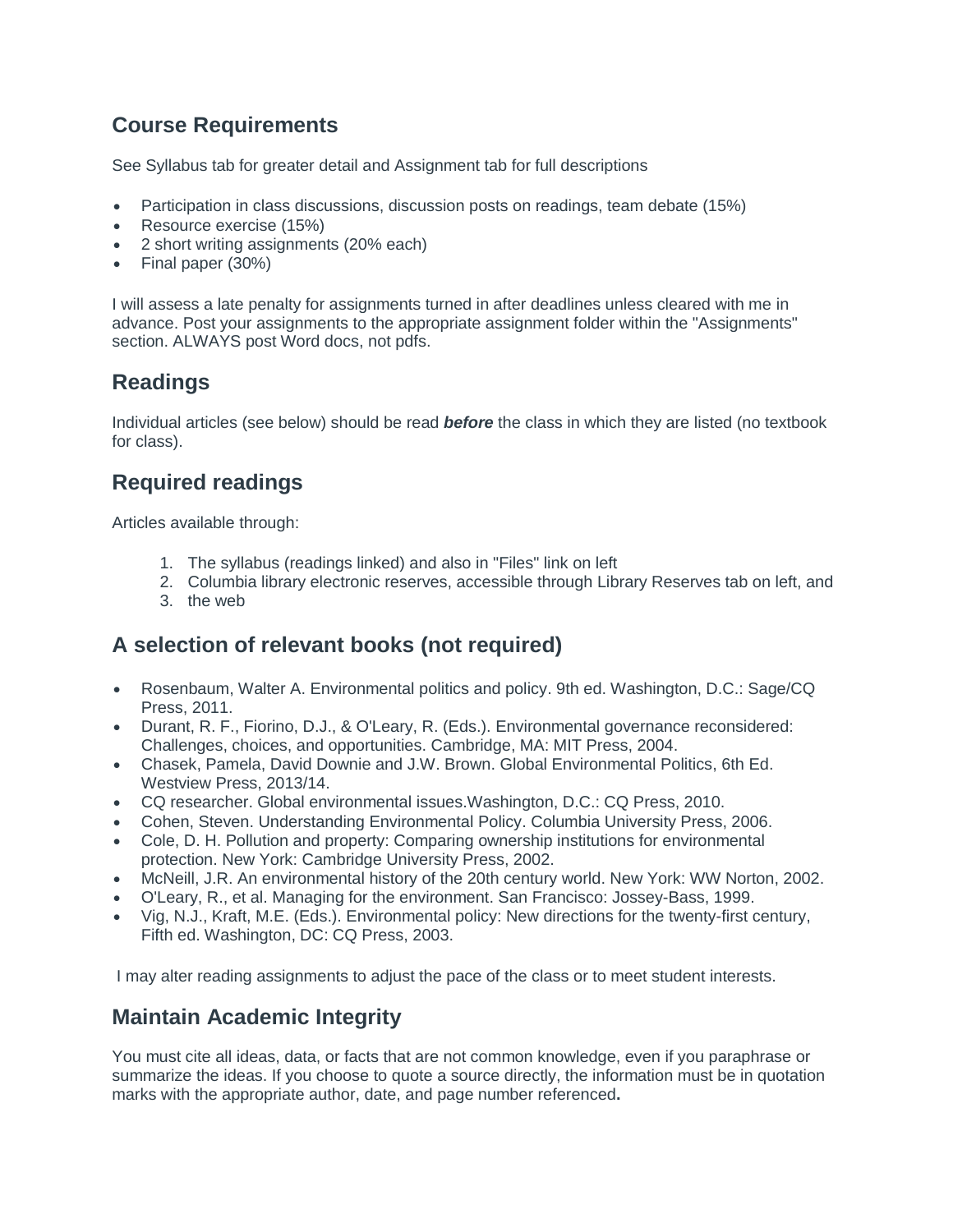## Course Requirements

See Syllabus tab for greater detail and Assignment tab for full descriptions

- Participation in class discussions, discussion posts on readings, team debate (15%)
- Resource exercise (15%)
- 2 short writing assignments (20% each)
- Final paper (30%)

I will assess a late penalty for assignments turned in after deadlines unless cleared with me in advance. Post your assignments to the appropriate assignment folder within the "Assignments" section. ALWAYS post Word docs, not pdfs.

## Readings

Individual articles (see below) should be read ***before*** the class in which they are listed (no textbook for class).

## Required readings

Articles available through:

1. The syllabus (readings linked) and also in "Files" link on left
2. Columbia library electronic reserves, accessible through Library Reserves tab on left, and
3. the web

## A selection of relevant books (not required)

- Rosenbaum, Walter A. Environmental politics and policy. 9th ed. Washington, D.C.: Sage/CQ Press, 2011.
- Durant, R. F., Fiorino, D.J., & O'Leary, R. (Eds.). Environmental governance reconsidered: Challenges, choices, and opportunities. Cambridge, MA: MIT Press, 2004.
- Chasek, Pamela, David Downie and J.W. Brown. Global Environmental Politics, 6th Ed. Westview Press, 2013/14.
- CQ researcher. Global environmental issues.Washington, D.C.: CQ Press, 2010.
- Cohen, Steven. Understanding Environmental Policy. Columbia University Press, 2006.
- Cole, D. H. Pollution and property: Comparing ownership institutions for environmental protection. New York: Cambridge University Press, 2002.
- McNeill, J.R. An environmental history of the 20th century world. New York: WW Norton, 2002.
- O'Leary, R., et al. Managing for the environment. San Francisco: Jossey-Bass, 1999.
- Vig, N.J., Kraft, M.E. (Eds.). Environmental policy: New directions for the twenty-first century, Fifth ed. Washington, DC: CQ Press, 2003.

I may alter reading assignments to adjust the pace of the class or to meet student interests.

## Maintain Academic Integrity

You must cite all ideas, data, or facts that are not common knowledge, even if you paraphrase or summarize the ideas. If you choose to quote a source directly, the information must be in quotation marks with the appropriate author, date, and page number referenced**.**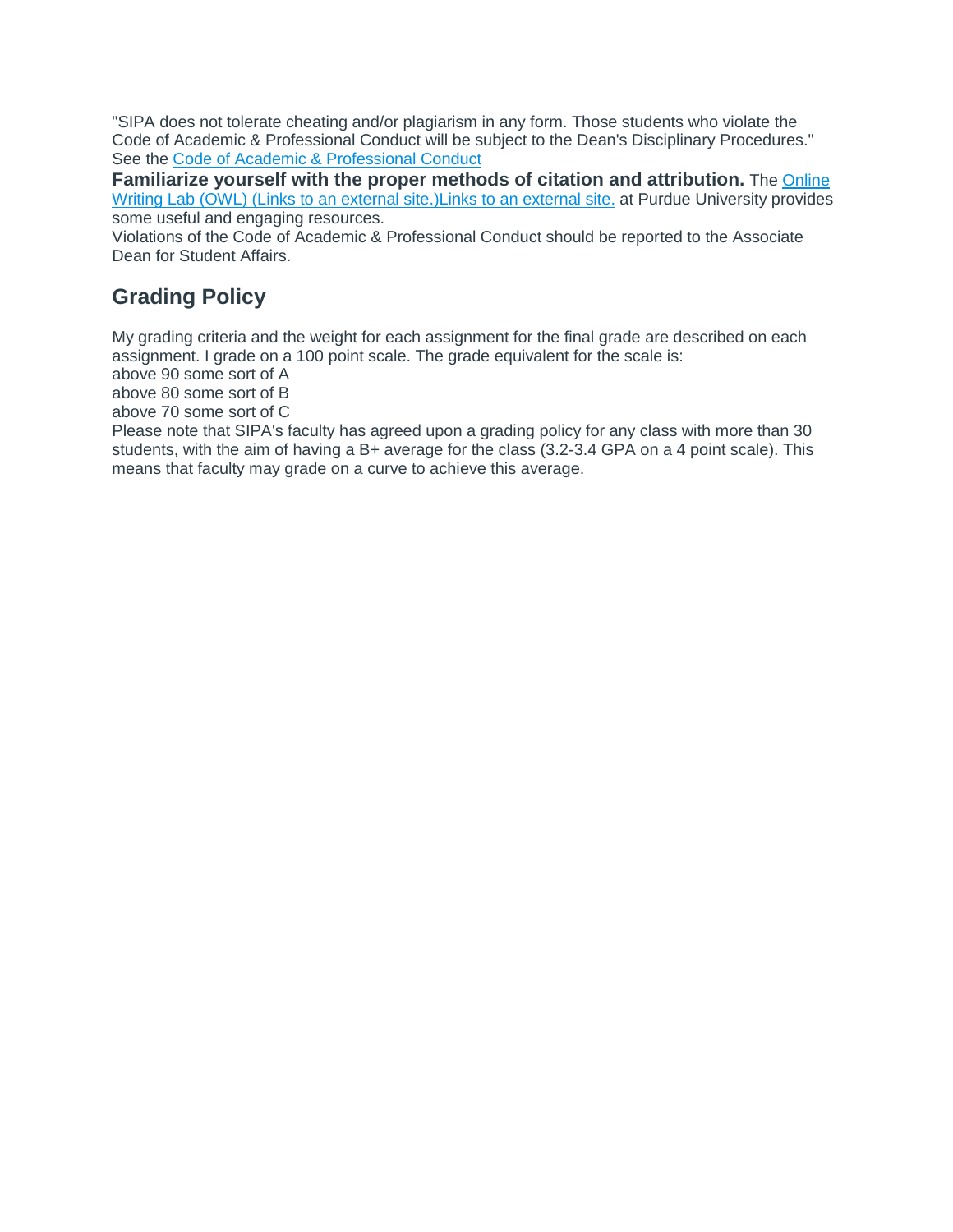"SIPA does not tolerate cheating and/or plagiarism in any form. Those students who violate the Code of Academic & Professional Conduct will be subject to the Dean's Disciplinary Procedures." See the Code of Academic & Professional Conduct

**Familiarize yourself with the proper methods of citation and attribution.** The Online Writing Lab (OWL) (Links to an external site.)Links to an external site. at Purdue University provides some useful and engaging resources.

Violations of the Code of Academic & Professional Conduct should be reported to the Associate Dean for Student Affairs.

## Grading Policy

My grading criteria and the weight for each assignment for the final grade are described on each assignment. I grade on a 100 point scale. The grade equivalent for the scale is:

above 90 some sort of A
above 80 some sort of B
above 70 some sort of C

Please note that SIPA's faculty has agreed upon a grading policy for any class with more than 30 students, with the aim of having a B+ average for the class (3.2-3.4 GPA on a 4 point scale). This means that faculty may grade on a curve to achieve this average.